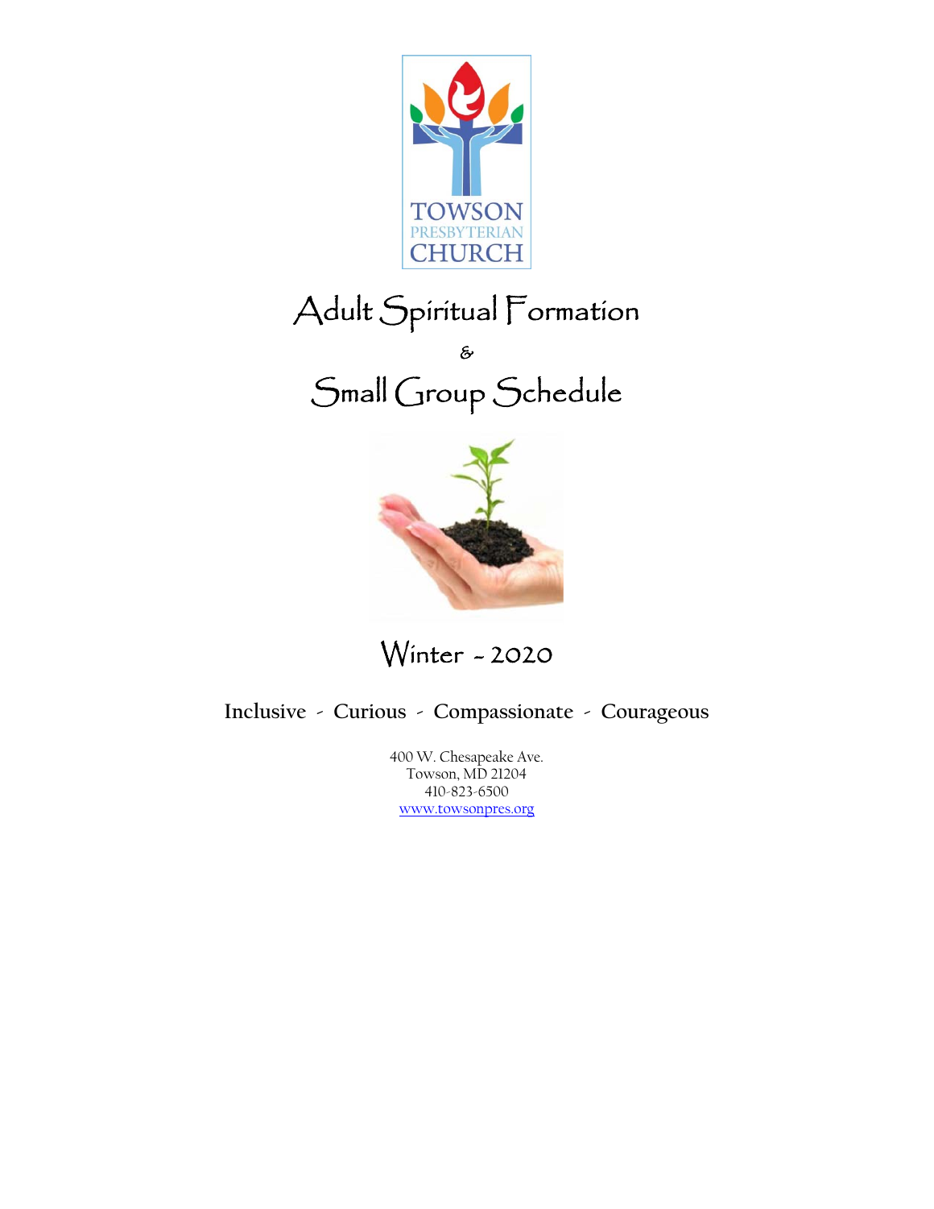TOWSON PRESBYTERIAN CHURCH

# Adult Spiritual Formation

&

# Small Group Schedule

## Winter - 2020

**Inclusive - Curious - Compassionate - Courageous**

400 W. Chesapeake Ave.
Towson, MD 21204
410-823-6500
www.towsonpres.org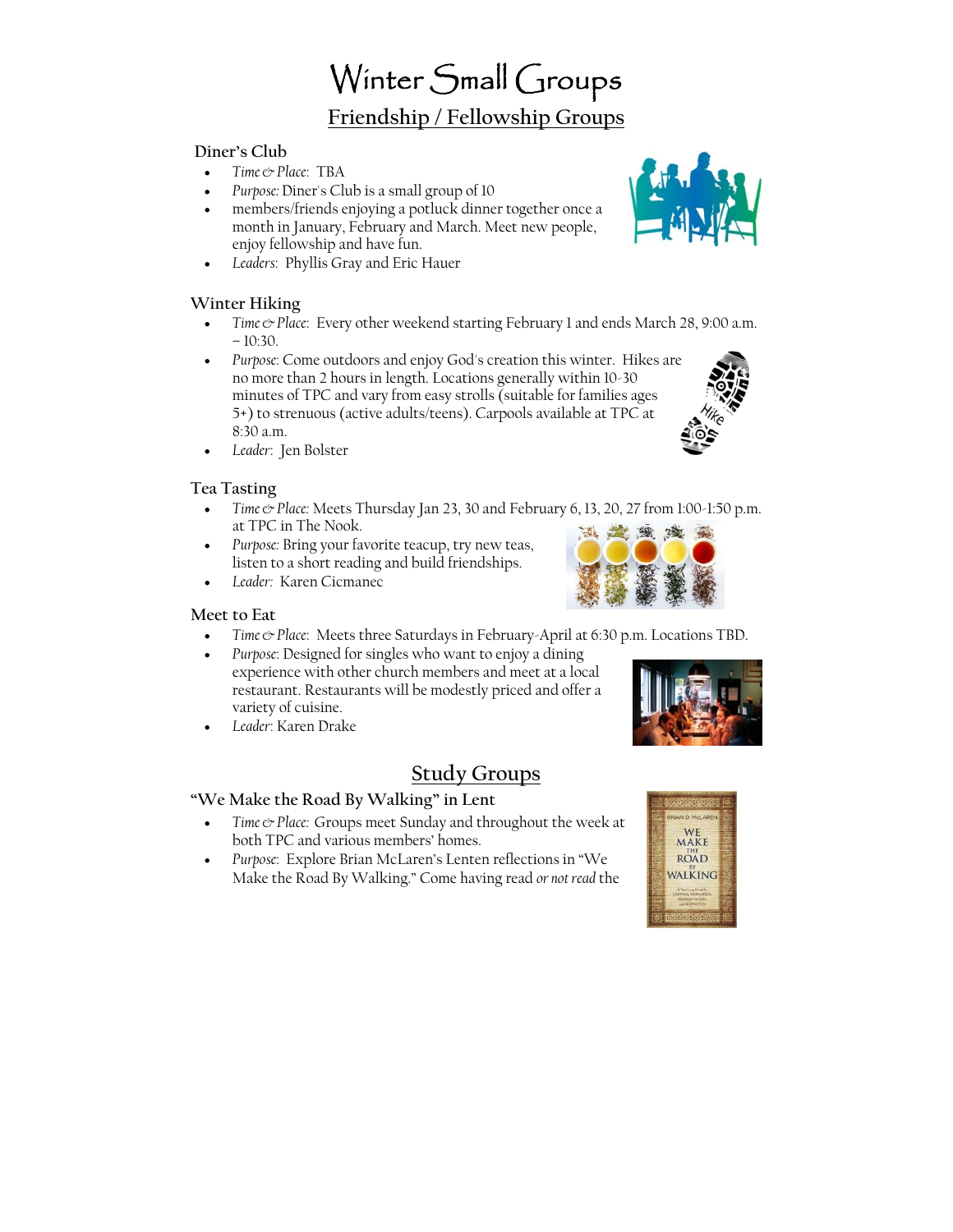# Winter Small Groups

## Friendship / Fellowship Groups

### Diner's Club

- *Time & Place*: TBA
- *Purpose:* Diner's Club is a small group of 10
- members/friends enjoying a potluck dinner together once a month in January, February and March. Meet new people, enjoy fellowship and have fun.
- *Leaders*: Phyllis Gray and Eric Hauer

### Winter Hiking

- *Time & Place*: Every other weekend starting February 1 and ends March 28, 9:00 a.m. – 10:30.
- *Purpose*: Come outdoors and enjoy God's creation this winter. Hikes are no more than 2 hours in length. Locations generally within 10-30 minutes of TPC and vary from easy strolls (suitable for families ages 5+) to strenuous (active adults/teens). Carpools available at TPC at 8:30 a.m.
- *Leader*: Jen Bolster

### Tea Tasting

- *Time & Place:* Meets Thursday Jan 23, 30 and February 6, 13, 20, 27 from 1:00-1:50 p.m. at TPC in The Nook.
- *Purpose:* Bring your favorite teacup, try new teas, listen to a short reading and build friendships.
- *Leader*: Karen Cicmanec

### Meet to Eat

- *Time & Place*: Meets three Saturdays in February-April at 6:30 p.m. Locations TBD.
- *Purpose*: Designed for singles who want to enjoy a dining experience with other church members and meet at a local restaurant. Restaurants will be modestly priced and offer a variety of cuisine.
- *Leader*: Karen Drake

## Study Groups

### "We Make the Road By Walking" in Lent

- *Time & Place:* Groups meet Sunday and throughout the week at both TPC and various members' homes.
- *Purpose*: Explore Brian McLaren's Lenten reflections in "We Make the Road By Walking." Come having read *or not read* the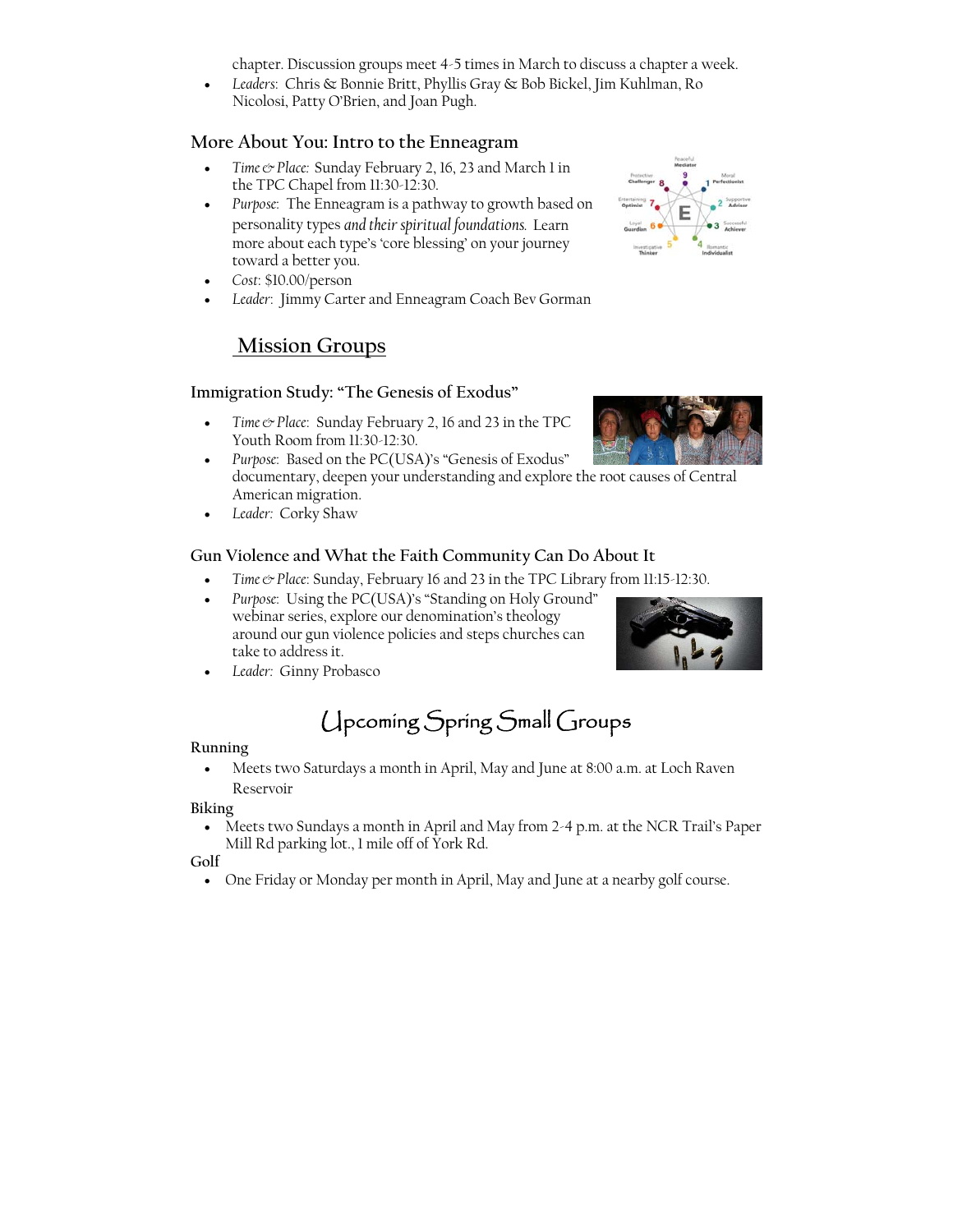chapter. Discussion groups meet 4-5 times in March to discuss a chapter a week.

- *Leaders*: Chris & Bonnie Britt, Phyllis Gray & Bob Bickel, Jim Kuhlman, Ro Nicolosi, Patty O'Brien, and Joan Pugh.

### More About You: Intro to the Enneagram

- *Time & Place:* Sunday February 2, 16, 23 and March 1 in the TPC Chapel from 11:30-12:30.
- *Purpose*: The Enneagram is a pathway to growth based on personality types *and their spiritual foundations.* Learn more about each type's 'core blessing' on your journey toward a better you.
- *Cost*: $10.00/person
- *Leader*: Jimmy Carter and Enneagram Coach Bev Gorman

## Mission Groups

### Immigration Study: "The Genesis of Exodus"

- *Time & Place*: Sunday February 2, 16 and 23 in the TPC Youth Room from 11:30-12:30.
- *Purpose*: Based on the PC(USA)'s "Genesis of Exodus" documentary, deepen your understanding and explore the root causes of Central American migration.
- *Leader*: Corky Shaw

### Gun Violence and What the Faith Community Can Do About It

- *Time & Place*: Sunday, February 16 and 23 in the TPC Library from 11:15-12:30.
- *Purpose*: Using the PC(USA)'s "Standing on Holy Ground" webinar series, explore our denomination's theology around our gun violence policies and steps churches can take to address it.
- *Leader*: Ginny Probasco

## Upcoming Spring Small Groups

Running

- Meets two Saturdays a month in April, May and June at 8:00 a.m. at Loch Raven Reservoir

Biking

- Meets two Sundays a month in April and May from 2-4 p.m. at the NCR Trail's Paper Mill Rd parking lot., 1 mile off of York Rd.

Golf

- One Friday or Monday per month in April, May and June at a nearby golf course.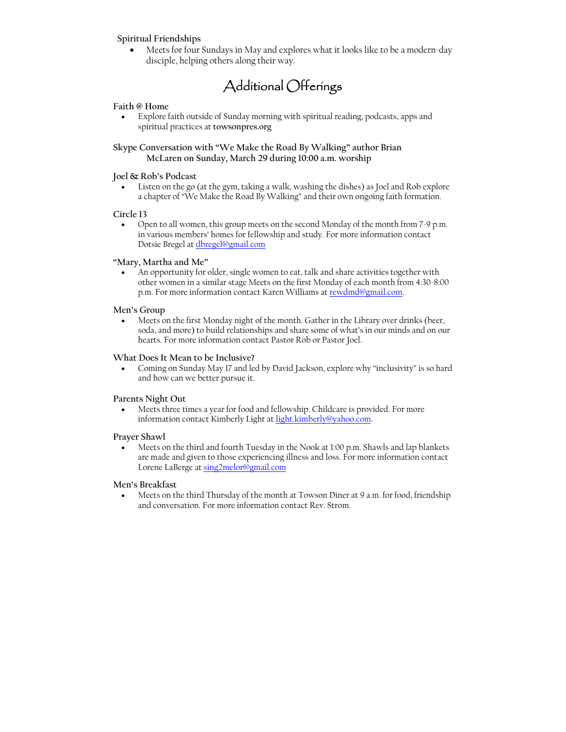**Spiritual Friendships**

- Meets for four Sundays in May and explores what it looks like to be a modern-day disciple, helping others along their way.

# Additional Offerings

**Faith @ Home**

- Explore faith outside of Sunday morning with spiritual reading, podcasts, apps and spiritual practices at **towsonpres.org**

**Skype Conversation with "We Make the Road By Walking" author Brian McLaren on Sunday, March 29 during 10:00 a.m. worship**

**Joel & Rob's Podcast**

- Listen on the go (at the gym, taking a walk, washing the dishes) as Joel and Rob explore a chapter of "We Make the Road By Walking" and their own ongoing faith formation.

**Circle 13**

- Open to all women, this group meets on the second Monday of the month from 7-9 p.m. in various members' homes for fellowship and study. For more information contact Dotsie Bregel at dbregel@gmail.com

**"Mary, Martha and Me"**

- An opportunity for older, single women to eat, talk and share activities together with other women in a similar stage Meets on the first Monday of each month from 4:30-8:00 p.m. For more information contact Karen Williams at rewdmd@gmail.com.

**Men's Group**

- Meets on the first Monday night of the month. Gather in the Library over drinks (beer, soda, and more) to build relationships and share some of what's in our minds and on our hearts. For more information contact Pastor Rob or Pastor Joel.

**What Does It Mean to be Inclusive?**

- Coming on Sunday May 17 and led by David Jackson, explore why "inclusivity" is so hard and how can we better pursue it.

**Parents Night Out**

- Meets three times a year for food and fellowship. Childcare is provided. For more information contact Kimberly Light at light.kimberly@yahoo.com.

**Prayer Shawl**

- Meets on the third and fourth Tuesday in the Nook at 1:00 p.m. Shawls and lap blankets are made and given to those experiencing illness and loss. For more information contact Lorene LaBerge at sing2melor@gmail.com

**Men's Breakfast**

- Meets on the third Thursday of the month at Towson Diner at 9 a.m. for food, friendship and conversation. For more information contact Rev. Strom.